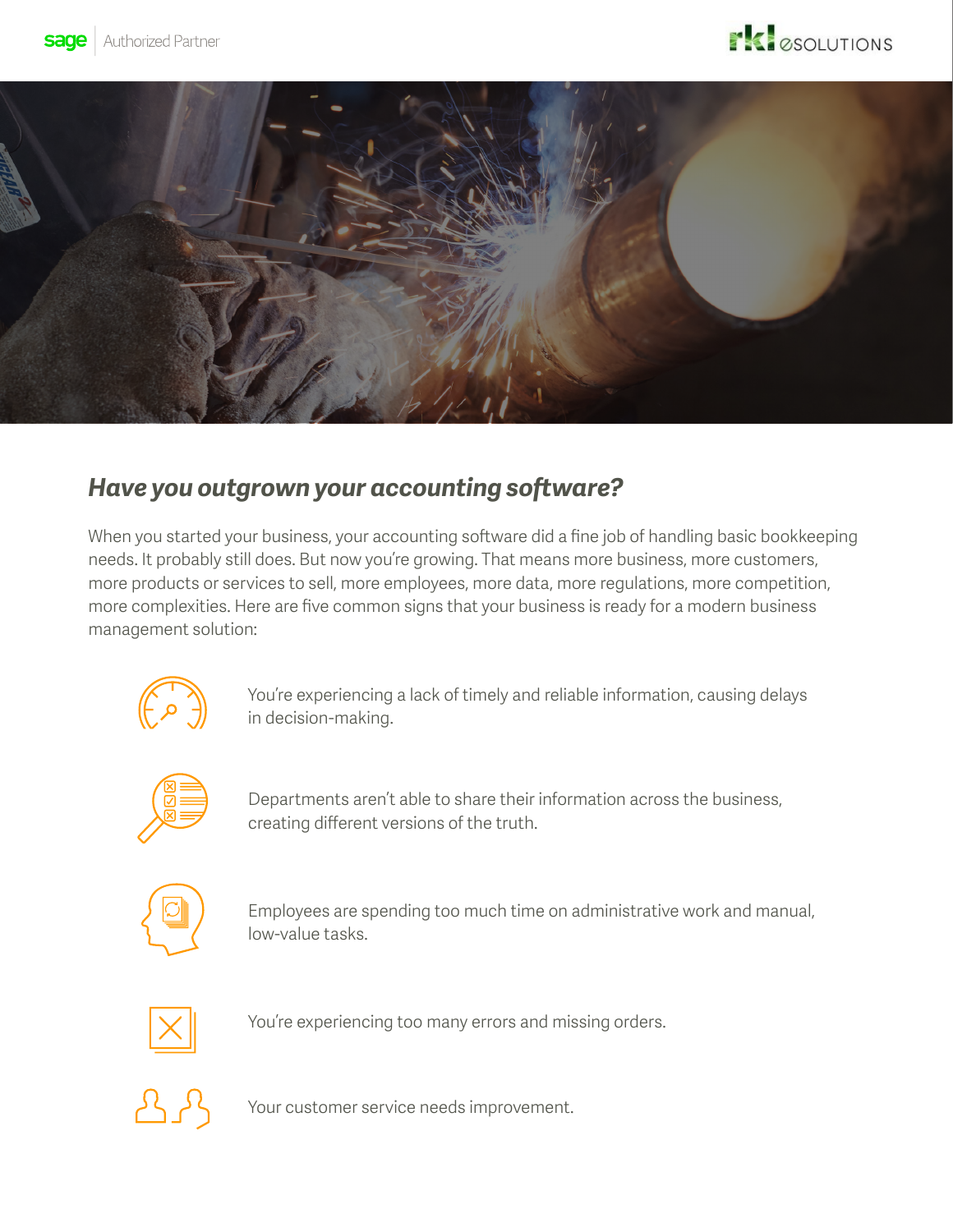## *Have you outgrown your accounting software?*

When you started your business, your accounting software did a fine job of handling basic bookkeeping needs. It probably still does. But now you're growing. That means more business, more customers, more products or services to sell, more employees, more data, more regulations, more competition, more complexities. Here are five common signs that your business is ready for a modern business management solution:

- You're experiencing a lack of timely and reliable information, causing delays in decision-making.
- Departments aren't able to share their information across the business, creating different versions of the truth.
- Employees are spending too much time on administrative work and manual, low-value tasks.
- You're experiencing too many errors and missing orders.
- Your customer service needs improvement.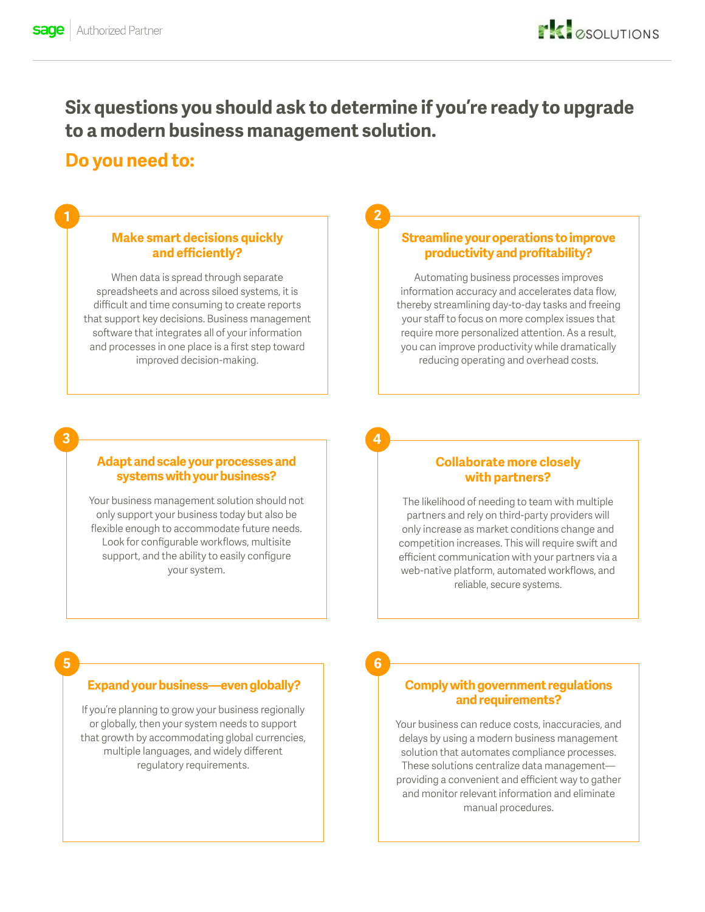# Six questions you should ask to determine if you're ready to upgrade to a modern business management solution.

## Do you need to:

### 1 Make smart decisions quickly and efficiently?

When data is spread through separate spreadsheets and across siloed systems, it is difficult and time consuming to create reports that support key decisions. Business management software that integrates all of your information and processes in one place is a first step toward improved decision-making.

### 2 Streamline your operations to improve productivity and profitability?

Automating business processes improves information accuracy and accelerates data flow, thereby streamlining day-to-day tasks and freeing your staff to focus on more complex issues that require more personalized attention. As a result, you can improve productivity while dramatically reducing operating and overhead costs.

### 3 Adapt and scale your processes and systems with your business?

Your business management solution should not only support your business today but also be flexible enough to accommodate future needs. Look for configurable workflows, multisite support, and the ability to easily configure your system.

### 4 Collaborate more closely with partners?

The likelihood of needing to team with multiple partners and rely on third-party providers will only increase as market conditions change and competition increases. This will require swift and efficient communication with your partners via a web-native platform, automated workflows, and reliable, secure systems.

### 5 Expand your business—even globally?

If you're planning to grow your business regionally or globally, then your system needs to support that growth by accommodating global currencies, multiple languages, and widely different regulatory requirements.

### 6 Comply with government regulations and requirements?

Your business can reduce costs, inaccuracies, and delays by using a modern business management solution that automates compliance processes. These solutions centralize data management—providing a convenient and efficient way to gather and monitor relevant information and eliminate manual procedures.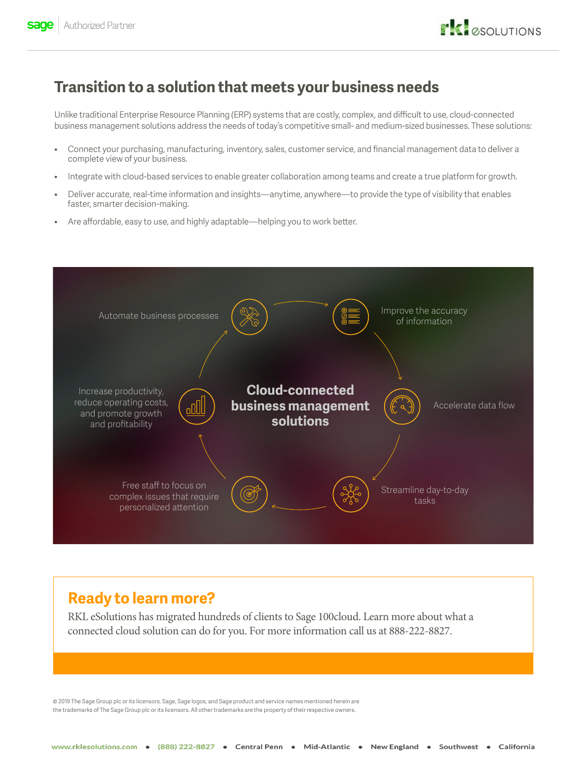# Transition to a solution that meets your business needs

Unlike traditional Enterprise Resource Planning (ERP) systems that are costly, complex, and difficult to use, cloud-connected business management solutions address the needs of today's competitive small- and medium-sized businesses. These solutions:

- Connect your purchasing, manufacturing, inventory, sales, customer service, and financial management data to deliver a complete view of your business.
- Integrate with cloud-based services to enable greater collaboration among teams and create a true platform for growth.
- Deliver accurate, real-time information and insights—anytime, anywhere—to provide the type of visibility that enables faster, smarter decision-making.
- Are affordable, easy to use, and highly adaptable—helping you to work better.

**Cloud-connected business management solutions**

Automate business processes

Improve the accuracy of information

Accelerate data flow

Streamline day-to-day tasks

Free staff to focus on complex issues that require personalized attention

Increase productivity, reduce operating costs, and promote growth and profitability

## Ready to learn more?

RKL eSolutions has migrated hundreds of clients to Sage 100cloud. Learn more about what a connected cloud solution can do for you. For more information call us at 888-222-8827.

© 2019 The Sage Group plc or its licensors. Sage, Sage logos, and Sage product and service names mentioned herein are the trademarks of The Sage Group plc or its licensors. All other trademarks are the property of their respective owners.

www.rklesolutions.com • (888) 222-8827 • Central Penn • Mid-Atlantic • New England • Southwest • California